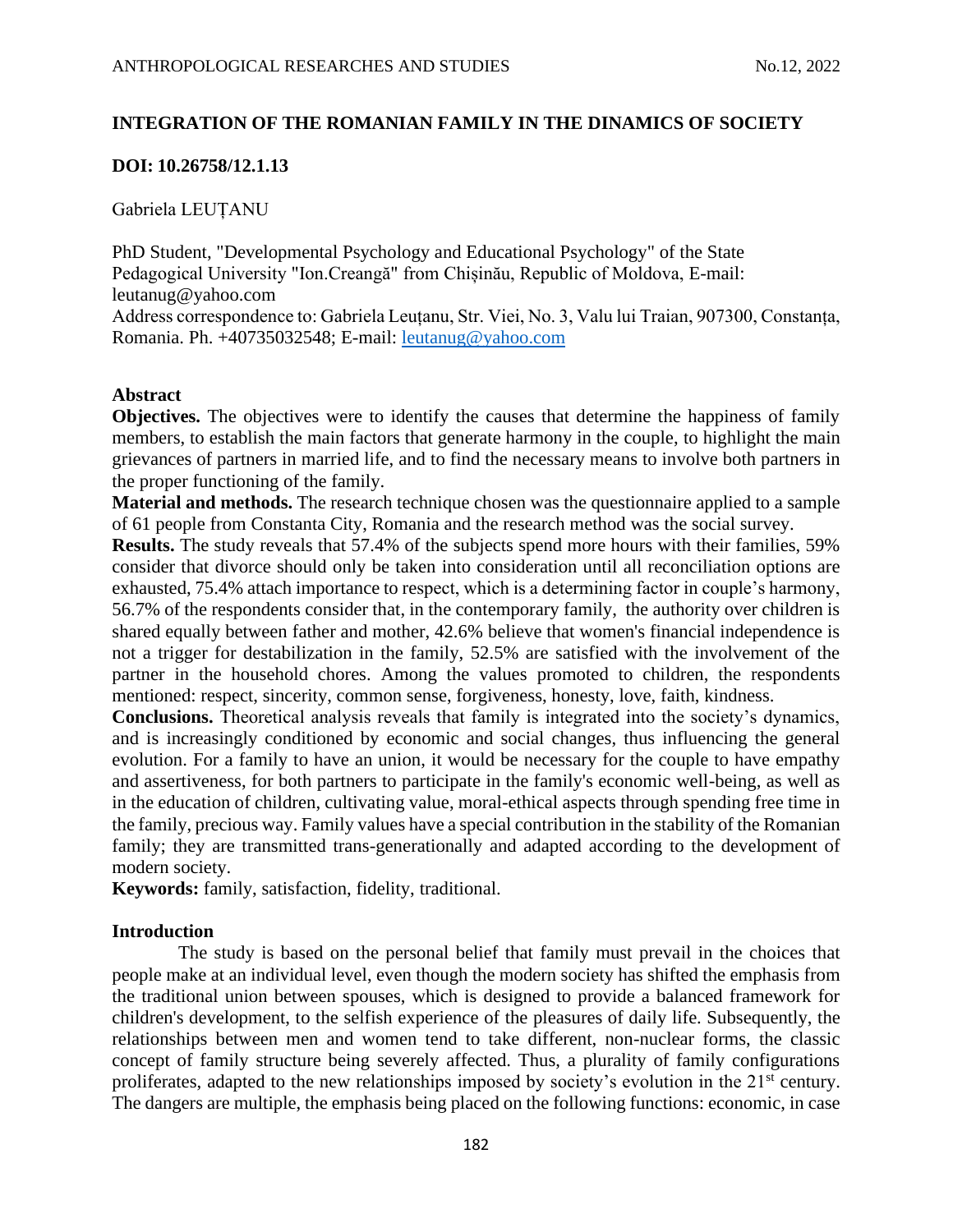# INTEGRATION OF THE ROMANIAN FAMILY IN THE DINAMICS OF SOCIETY

**DOI: 10.26758/12.1.13**

Gabriela LEUȚANU

PhD Student, "Developmental Psychology and Educational Psychology" of the State Pedagogical University "Ion.Creangă" from Chișinău, Republic of Moldova, E-mail: leutanug@yahoo.com

Address correspondence to: Gabriela Leuțanu, Str. Viei, No. 3, Valu lui Traian, 907300, Constanța, Romania. Ph. +40735032548; E-mail: leutanug@yahoo.com

## Abstract

**Objectives.** The objectives were to identify the causes that determine the happiness of family members, to establish the main factors that generate harmony in the couple, to highlight the main grievances of partners in married life, and to find the necessary means to involve both partners in the proper functioning of the family.

**Material and methods.** The research technique chosen was the questionnaire applied to a sample of 61 people from Constanta City, Romania and the research method was the social survey.

**Results.** The study reveals that 57.4% of the subjects spend more hours with their families, 59% consider that divorce should only be taken into consideration until all reconciliation options are exhausted, 75.4% attach importance to respect, which is a determining factor in couple's harmony, 56.7% of the respondents consider that, in the contemporary family, the authority over children is shared equally between father and mother, 42.6% believe that women's financial independence is not a trigger for destabilization in the family, 52.5% are satisfied with the involvement of the partner in the household chores. Among the values promoted to children, the respondents mentioned: respect, sincerity, common sense, forgiveness, honesty, love, faith, kindness.

**Conclusions.** Theoretical analysis reveals that family is integrated into the society's dynamics, and is increasingly conditioned by economic and social changes, thus influencing the general evolution. For a family to have an union, it would be necessary for the couple to have empathy and assertiveness, for both partners to participate in the family's economic well-being, as well as in the education of children, cultivating value, moral-ethical aspects through spending free time in the family, precious way. Family values have a special contribution in the stability of the Romanian family; they are transmitted trans-generationally and adapted according to the development of modern society.

**Keywords:** family, satisfaction, fidelity, traditional.

## Introduction

The study is based on the personal belief that family must prevail in the choices that people make at an individual level, even though the modern society has shifted the emphasis from the traditional union between spouses, which is designed to provide a balanced framework for children's development, to the selfish experience of the pleasures of daily life. Subsequently, the relationships between men and women tend to take different, non-nuclear forms, the classic concept of family structure being severely affected. Thus, a plurality of family configurations proliferates, adapted to the new relationships imposed by society's evolution in the 21st century. The dangers are multiple, the emphasis being placed on the following functions: economic, in case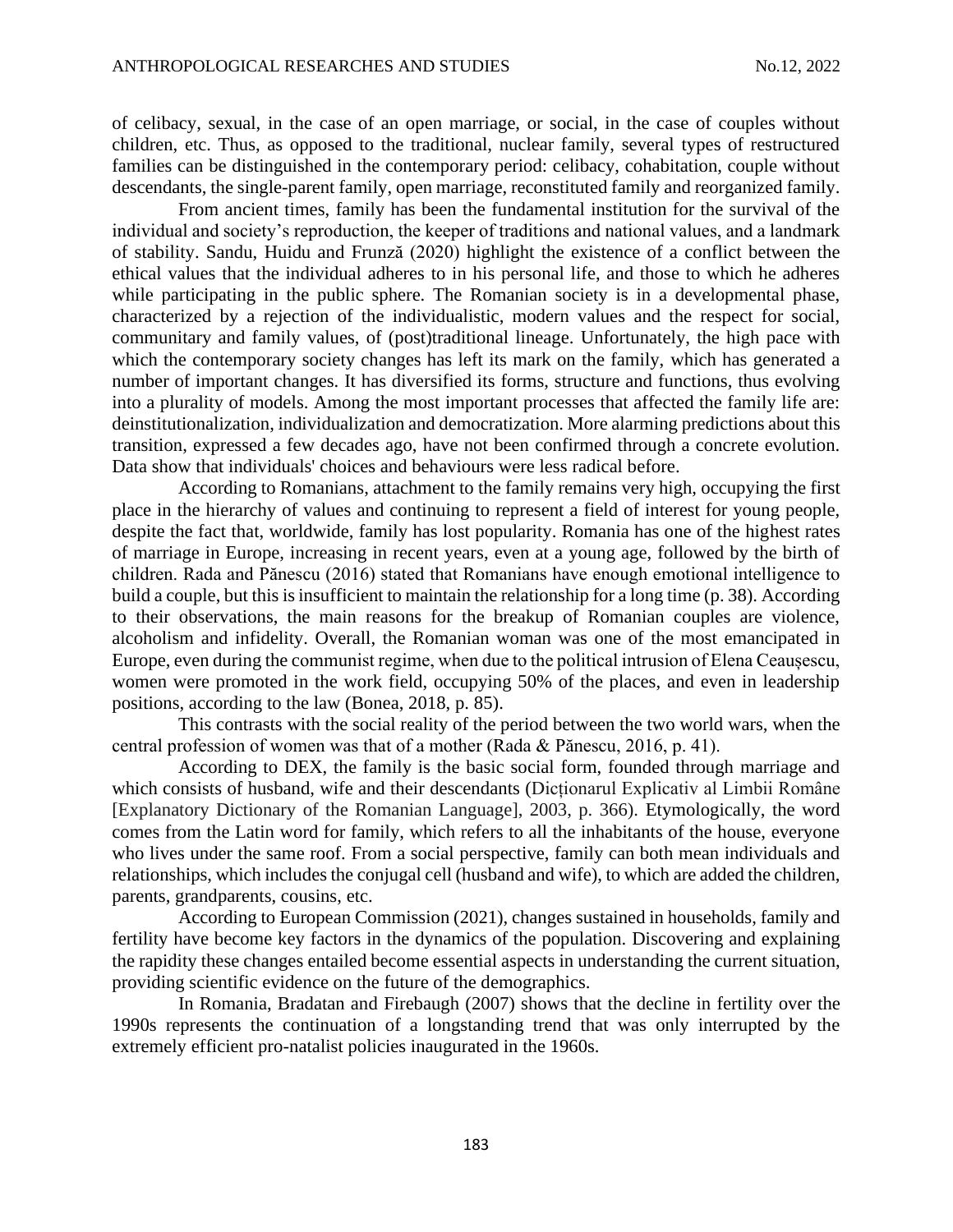of celibacy, sexual, in the case of an open marriage, or social, in the case of couples without children, etc. Thus, as opposed to the traditional, nuclear family, several types of restructured families can be distinguished in the contemporary period: celibacy, cohabitation, couple without descendants, the single-parent family, open marriage, reconstituted family and reorganized family.

From ancient times, family has been the fundamental institution for the survival of the individual and society's reproduction, the keeper of traditions and national values, and a landmark of stability. Sandu, Huidu and Frunză (2020) highlight the existence of a conflict between the ethical values that the individual adheres to in his personal life, and those to which he adheres while participating in the public sphere. The Romanian society is in a developmental phase, characterized by a rejection of the individualistic, modern values and the respect for social, communitary and family values, of (post)traditional lineage. Unfortunately, the high pace with which the contemporary society changes has left its mark on the family, which has generated a number of important changes. It has diversified its forms, structure and functions, thus evolving into a plurality of models. Among the most important processes that affected the family life are: deinstitutionalization, individualization and democratization. More alarming predictions about this transition, expressed a few decades ago, have not been confirmed through a concrete evolution. Data show that individuals' choices and behaviours were less radical before.

According to Romanians, attachment to the family remains very high, occupying the first place in the hierarchy of values and continuing to represent a field of interest for young people, despite the fact that, worldwide, family has lost popularity. Romania has one of the highest rates of marriage in Europe, increasing in recent years, even at a young age, followed by the birth of children. Rada and Pănescu (2016) stated that Romanians have enough emotional intelligence to build a couple, but this is insufficient to maintain the relationship for a long time (p. 38). According to their observations, the main reasons for the breakup of Romanian couples are violence, alcoholism and infidelity. Overall, the Romanian woman was one of the most emancipated in Europe, even during the communist regime, when due to the political intrusion of Elena Ceaușescu, women were promoted in the work field, occupying 50% of the places, and even in leadership positions, according to the law (Bonea, 2018, p. 85).

This contrasts with the social reality of the period between the two world wars, when the central profession of women was that of a mother (Rada & Pănescu, 2016, p. 41).

According to DEX, the family is the basic social form, founded through marriage and which consists of husband, wife and their descendants (Dicționarul Explicativ al Limbii Române [Explanatory Dictionary of the Romanian Language], 2003, p. 366). Etymologically, the word comes from the Latin word for family, which refers to all the inhabitants of the house, everyone who lives under the same roof. From a social perspective, family can both mean individuals and relationships, which includes the conjugal cell (husband and wife), to which are added the children, parents, grandparents, cousins, etc.

According to European Commission (2021), changes sustained in households, family and fertility have become key factors in the dynamics of the population. Discovering and explaining the rapidity these changes entailed become essential aspects in understanding the current situation, providing scientific evidence on the future of the demographics.

In Romania, Bradatan and Firebaugh (2007) shows that the decline in fertility over the 1990s represents the continuation of a longstanding trend that was only interrupted by the extremely efficient pro-natalist policies inaugurated in the 1960s.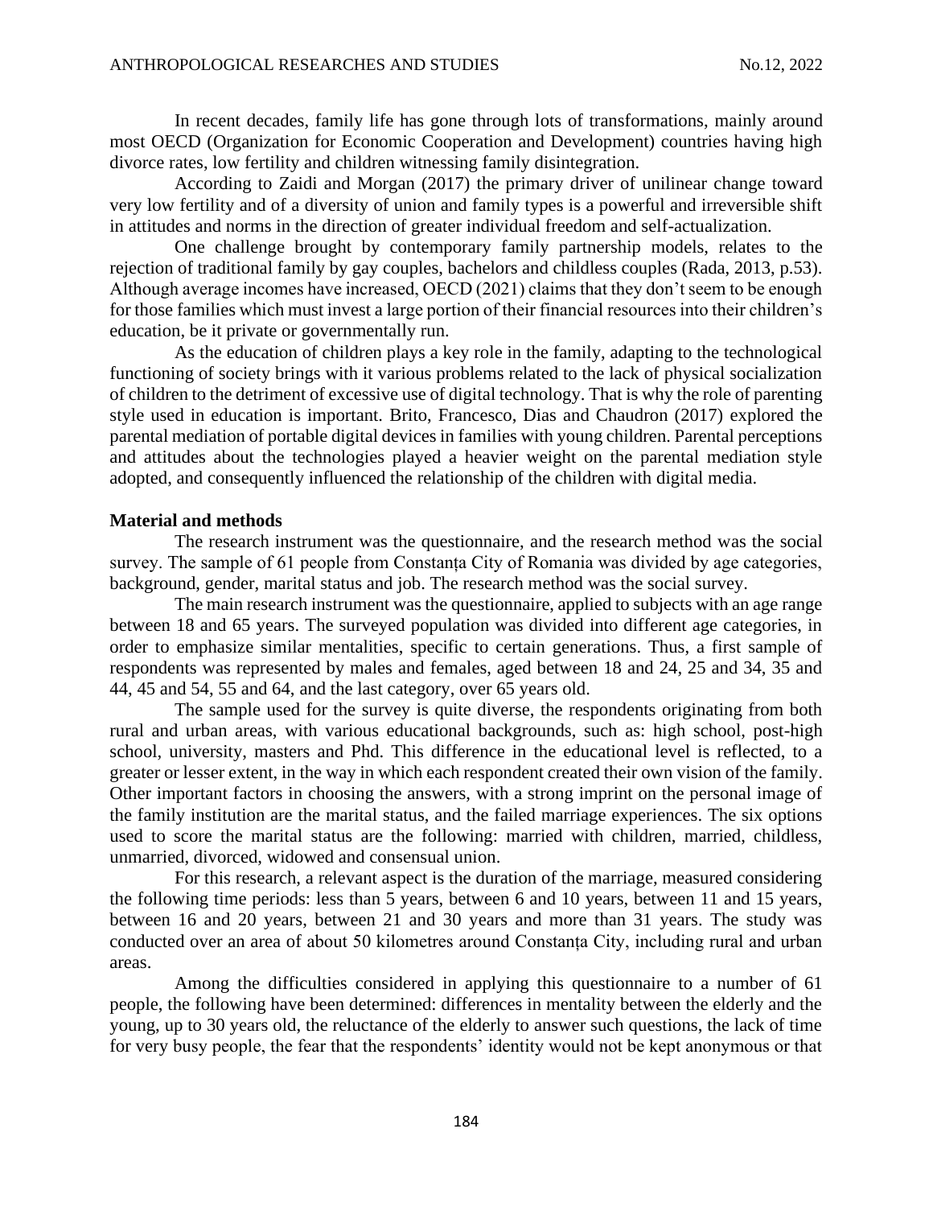In recent decades, family life has gone through lots of transformations, mainly around most OECD (Organization for Economic Cooperation and Development) countries having high divorce rates, low fertility and children witnessing family disintegration.

According to Zaidi and Morgan (2017) the primary driver of unilinear change toward very low fertility and of a diversity of union and family types is a powerful and irreversible shift in attitudes and norms in the direction of greater individual freedom and self-actualization.

One challenge brought by contemporary family partnership models, relates to the rejection of traditional family by gay couples, bachelors and childless couples (Rada, 2013, p.53). Although average incomes have increased, OECD (2021) claims that they don't seem to be enough for those families which must invest a large portion of their financial resources into their children's education, be it private or governmentally run.

As the education of children plays a key role in the family, adapting to the technological functioning of society brings with it various problems related to the lack of physical socialization of children to the detriment of excessive use of digital technology. That is why the role of parenting style used in education is important. Brito, Francesco, Dias and Chaudron (2017) explored the parental mediation of portable digital devices in families with young children. Parental perceptions and attitudes about the technologies played a heavier weight on the parental mediation style adopted, and consequently influenced the relationship of the children with digital media.

**Material and methods**

The research instrument was the questionnaire, and the research method was the social survey. The sample of 61 people from Constanța City of Romania was divided by age categories, background, gender, marital status and job. The research method was the social survey.

The main research instrument was the questionnaire, applied to subjects with an age range between 18 and 65 years. The surveyed population was divided into different age categories, in order to emphasize similar mentalities, specific to certain generations. Thus, a first sample of respondents was represented by males and females, aged between 18 and 24, 25 and 34, 35 and 44, 45 and 54, 55 and 64, and the last category, over 65 years old.

The sample used for the survey is quite diverse, the respondents originating from both rural and urban areas, with various educational backgrounds, such as: high school, post-high school, university, masters and Phd. This difference in the educational level is reflected, to a greater or lesser extent, in the way in which each respondent created their own vision of the family. Other important factors in choosing the answers, with a strong imprint on the personal image of the family institution are the marital status, and the failed marriage experiences. The six options used to score the marital status are the following: married with children, married, childless, unmarried, divorced, widowed and consensual union.

For this research, a relevant aspect is the duration of the marriage, measured considering the following time periods: less than 5 years, between 6 and 10 years, between 11 and 15 years, between 16 and 20 years, between 21 and 30 years and more than 31 years. The study was conducted over an area of about 50 kilometres around Constanța City, including rural and urban areas.

Among the difficulties considered in applying this questionnaire to a number of 61 people, the following have been determined: differences in mentality between the elderly and the young, up to 30 years old, the reluctance of the elderly to answer such questions, the lack of time for very busy people, the fear that the respondents' identity would not be kept anonymous or that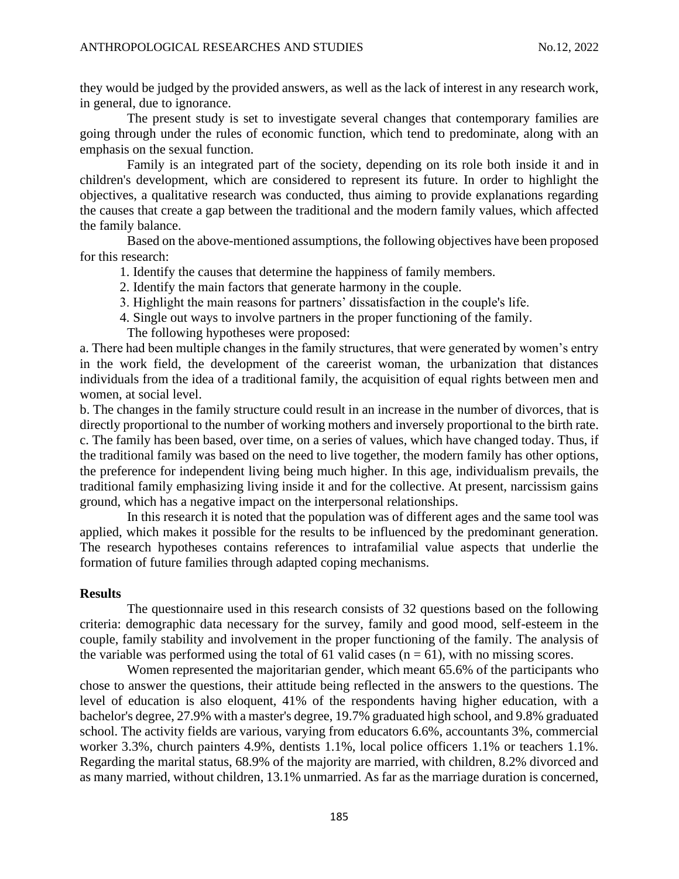they would be judged by the provided answers, as well as the lack of interest in any research work, in general, due to ignorance.

The present study is set to investigate several changes that contemporary families are going through under the rules of economic function, which tend to predominate, along with an emphasis on the sexual function.

Family is an integrated part of the society, depending on its role both inside it and in children's development, which are considered to represent its future. In order to highlight the objectives, a qualitative research was conducted, thus aiming to provide explanations regarding the causes that create a gap between the traditional and the modern family values, which affected the family balance.

Based on the above-mentioned assumptions, the following objectives have been proposed for this research:

1. Identify the causes that determine the happiness of family members.
2. Identify the main factors that generate harmony in the couple.
3. Highlight the main reasons for partners' dissatisfaction in the couple's life.
4. Single out ways to involve partners in the proper functioning of the family.

The following hypotheses were proposed:

a. There had been multiple changes in the family structures, that were generated by women's entry in the work field, the development of the careerist woman, the urbanization that distances individuals from the idea of a traditional family, the acquisition of equal rights between men and women, at social level.

b. The changes in the family structure could result in an increase in the number of divorces, that is directly proportional to the number of working mothers and inversely proportional to the birth rate.

c. The family has been based, over time, on a series of values, which have changed today. Thus, if the traditional family was based on the need to live together, the modern family has other options, the preference for independent living being much higher. In this age, individualism prevails, the traditional family emphasizing living inside it and for the collective. At present, narcissism gains ground, which has a negative impact on the interpersonal relationships.

In this research it is noted that the population was of different ages and the same tool was applied, which makes it possible for the results to be influenced by the predominant generation. The research hypotheses contains references to intrafamilial value aspects that underlie the formation of future families through adapted coping mechanisms.

**Results**

The questionnaire used in this research consists of 32 questions based on the following criteria: demographic data necessary for the survey, family and good mood, self-esteem in the couple, family stability and involvement in the proper functioning of the family. The analysis of the variable was performed using the total of 61 valid cases ($n = 61$), with no missing scores.

Women represented the majoritarian gender, which meant 65.6% of the participants who chose to answer the questions, their attitude being reflected in the answers to the questions. The level of education is also eloquent, 41% of the respondents having higher education, with a bachelor's degree, 27.9% with a master's degree, 19.7% graduated high school, and 9.8% graduated school. The activity fields are various, varying from educators 6.6%, accountants 3%, commercial worker 3.3%, church painters 4.9%, dentists 1.1%, local police officers 1.1% or teachers 1.1%. Regarding the marital status, 68.9% of the majority are married, with children, 8.2% divorced and as many married, without children, 13.1% unmarried. As far as the marriage duration is concerned,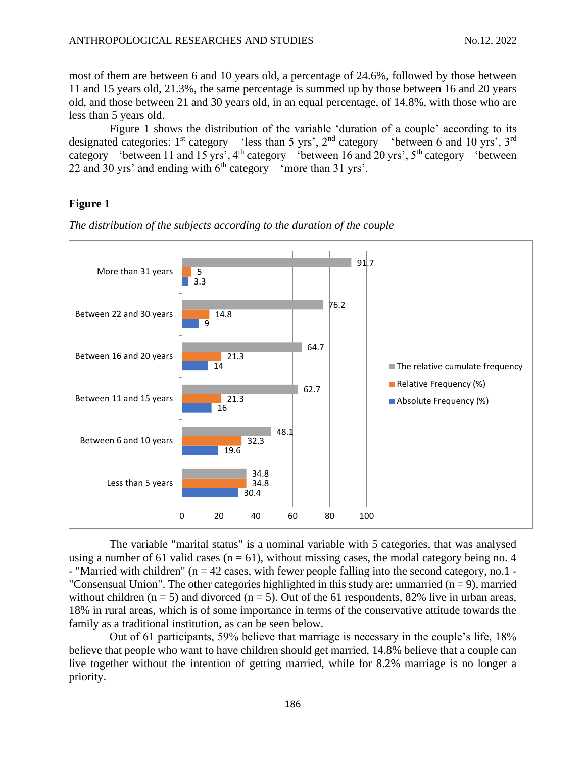most of them are between 6 and 10 years old, a percentage of 24.6%, followed by those between 11 and 15 years old, 21.3%, the same percentage is summed up by those between 16 and 20 years old, and those between 21 and 30 years old, in an equal percentage, of 14.8%, with those who are less than 5 years old.

Figure 1 shows the distribution of the variable 'duration of a couple' according to its designated categories: 1st category – 'less than 5 yrs', 2nd category – 'between 6 and 10 yrs', 3rd category – 'between 11 and 15 yrs', 4th category – 'between 16 and 20 yrs', 5th category – 'between 22 and 30 yrs' and ending with 6th category – 'more than 31 yrs'.

**Figure 1**

*The distribution of the subjects according to the duration of the couple*

| Duration of the couple | Absolute Frequency (%) | Relative Frequency (%) | The relative cumulate frequency |
|---|---|---|---|
| Less than 5 years | 30.4 | 34.8 | 34.8 |
| Between 6 and 10 years | 19.6 | 32.3 | 48.1 |
| Between 11 and 15 years | 16 | 21.3 | 62.7 |
| Between 16 and 20 years | 14 | 21.3 | 64.7 |
| Between 22 and 30 years | 9 | 14.8 | 76.2 |
| More than 31 years | 3.3 | 5 | 91.7 |

The variable "marital status" is a nominal variable with 5 categories, that was analysed using a number of 61 valid cases (n = 61), without missing cases, the modal category being no. 4 - "Married with children" (n = 42 cases, with fewer people falling into the second category, no.1 - "Consensual Union". The other categories highlighted in this study are: unmarried (n = 9), married without children (n = 5) and divorced (n = 5). Out of the 61 respondents, 82% live in urban areas, 18% in rural areas, which is of some importance in terms of the conservative attitude towards the family as a traditional institution, as can be seen below.

Out of 61 participants, 59% believe that marriage is necessary in the couple's life, 18% believe that people who want to have children should get married, 14.8% believe that a couple can live together without the intention of getting married, while for 8.2% marriage is no longer a priority.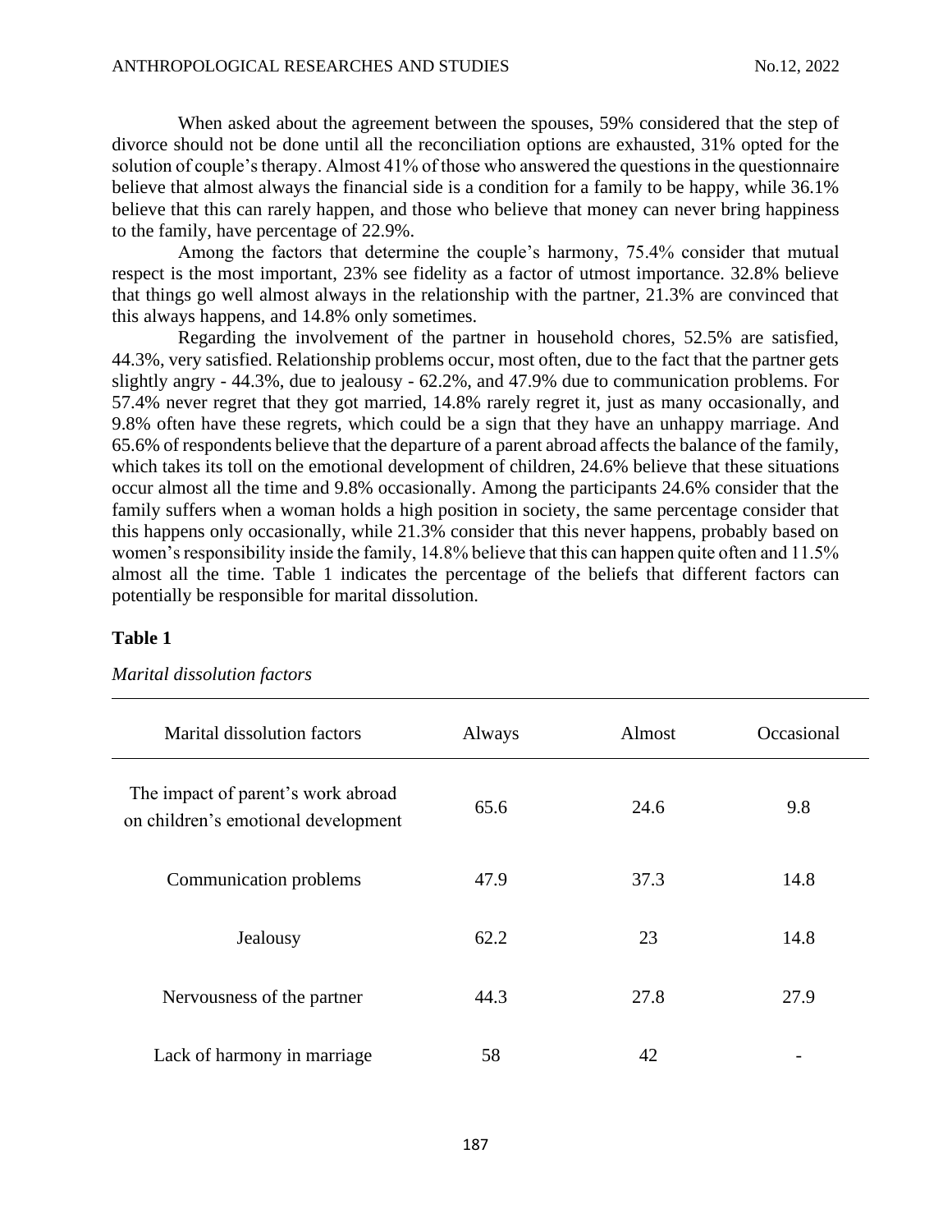When asked about the agreement between the spouses, 59% considered that the step of divorce should not be done until all the reconciliation options are exhausted, 31% opted for the solution of couple's therapy. Almost 41% of those who answered the questions in the questionnaire believe that almost always the financial side is a condition for a family to be happy, while 36.1% believe that this can rarely happen, and those who believe that money can never bring happiness to the family, have percentage of 22.9%.

Among the factors that determine the couple's harmony, 75.4% consider that mutual respect is the most important, 23% see fidelity as a factor of utmost importance. 32.8% believe that things go well almost always in the relationship with the partner, 21.3% are convinced that this always happens, and 14.8% only sometimes.

Regarding the involvement of the partner in household chores, 52.5% are satisfied, 44.3%, very satisfied. Relationship problems occur, most often, due to the fact that the partner gets slightly angry - 44.3%, due to jealousy - 62.2%, and 47.9% due to communication problems. For 57.4% never regret that they got married, 14.8% rarely regret it, just as many occasionally, and 9.8% often have these regrets, which could be a sign that they have an unhappy marriage. And 65.6% of respondents believe that the departure of a parent abroad affects the balance of the family, which takes its toll on the emotional development of children, 24.6% believe that these situations occur almost all the time and 9.8% occasionally. Among the participants 24.6% consider that the family suffers when a woman holds a high position in society, the same percentage consider that this happens only occasionally, while 21.3% consider that this never happens, probably based on women's responsibility inside the family, 14.8% believe that this can happen quite often and 11.5% almost all the time. Table 1 indicates the percentage of the beliefs that different factors can potentially be responsible for marital dissolution.

**Table 1**

*Marital dissolution factors*

| Marital dissolution factors | Always | Almost | Occasional |
|---|---|---|---|
| The impact of parent's work abroad on children's emotional development | 65.6 | 24.6 | 9.8 |
| Communication problems | 47.9 | 37.3 | 14.8 |
| Jealousy | 62.2 | 23 | 14.8 |
| Nervousness of the partner | 44.3 | 27.8 | 27.9 |
| Lack of harmony in marriage | 58 | 42 | - |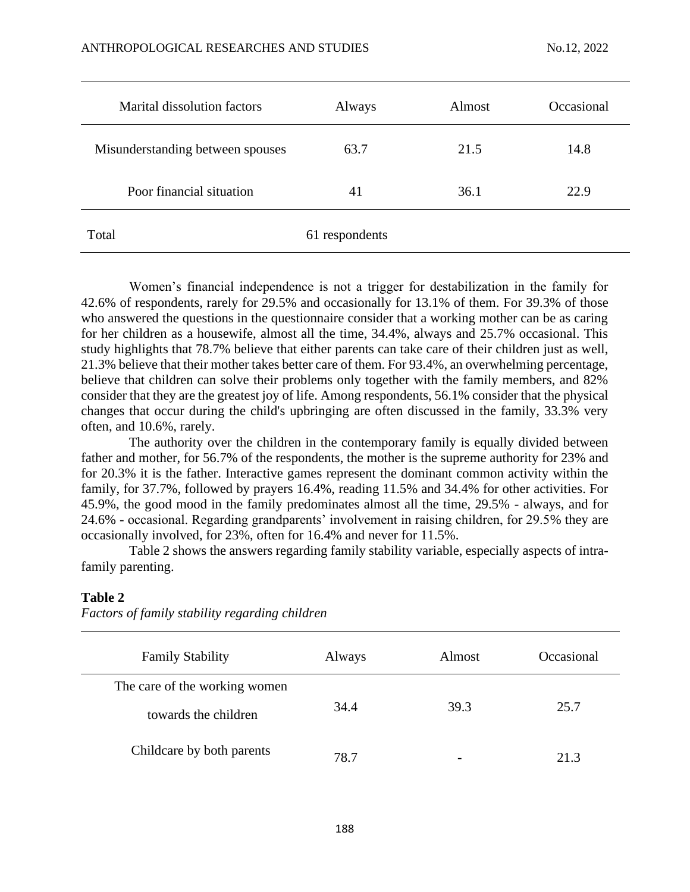| Marital dissolution factors | Always | Almost | Occasional |
|---|---|---|---|
| Misunderstanding between spouses | 63.7 | 21.5 | 14.8 |
| Poor financial situation | 41 | 36.1 | 22.9 |
| Total | 61 respondents | | |

Women's financial independence is not a trigger for destabilization in the family for 42.6% of respondents, rarely for 29.5% and occasionally for 13.1% of them. For 39.3% of those who answered the questions in the questionnaire consider that a working mother can be as caring for her children as a housewife, almost all the time, 34.4%, always and 25.7% occasional. This study highlights that 78.7% believe that either parents can take care of their children just as well, 21.3% believe that their mother takes better care of them. For 93.4%, an overwhelming percentage, believe that children can solve their problems only together with the family members, and 82% consider that they are the greatest joy of life. Among respondents, 56.1% consider that the physical changes that occur during the child's upbringing are often discussed in the family, 33.3% very often, and 10.6%, rarely.

The authority over the children in the contemporary family is equally divided between father and mother, for 56.7% of the respondents, the mother is the supreme authority for 23% and for 20.3% it is the father. Interactive games represent the dominant common activity within the family, for 37.7%, followed by prayers 16.4%, reading 11.5% and 34.4% for other activities. For 45.9%, the good mood in the family predominates almost all the time, 29.5% - always, and for 24.6% - occasional. Regarding grandparents' involvement in raising children, for 29.5% they are occasionally involved, for 23%, often for 16.4% and never for 11.5%.

Table 2 shows the answers regarding family stability variable, especially aspects of intra-family parenting.

**Table 2**

*Factors of family stability regarding children*

| Family Stability | Always | Almost | Occasional |
|---|---|---|---|
| The care of the working women towards the children | 34.4 | 39.3 | 25.7 |
| Childcare by both parents | 78.7 | - | 21.3 |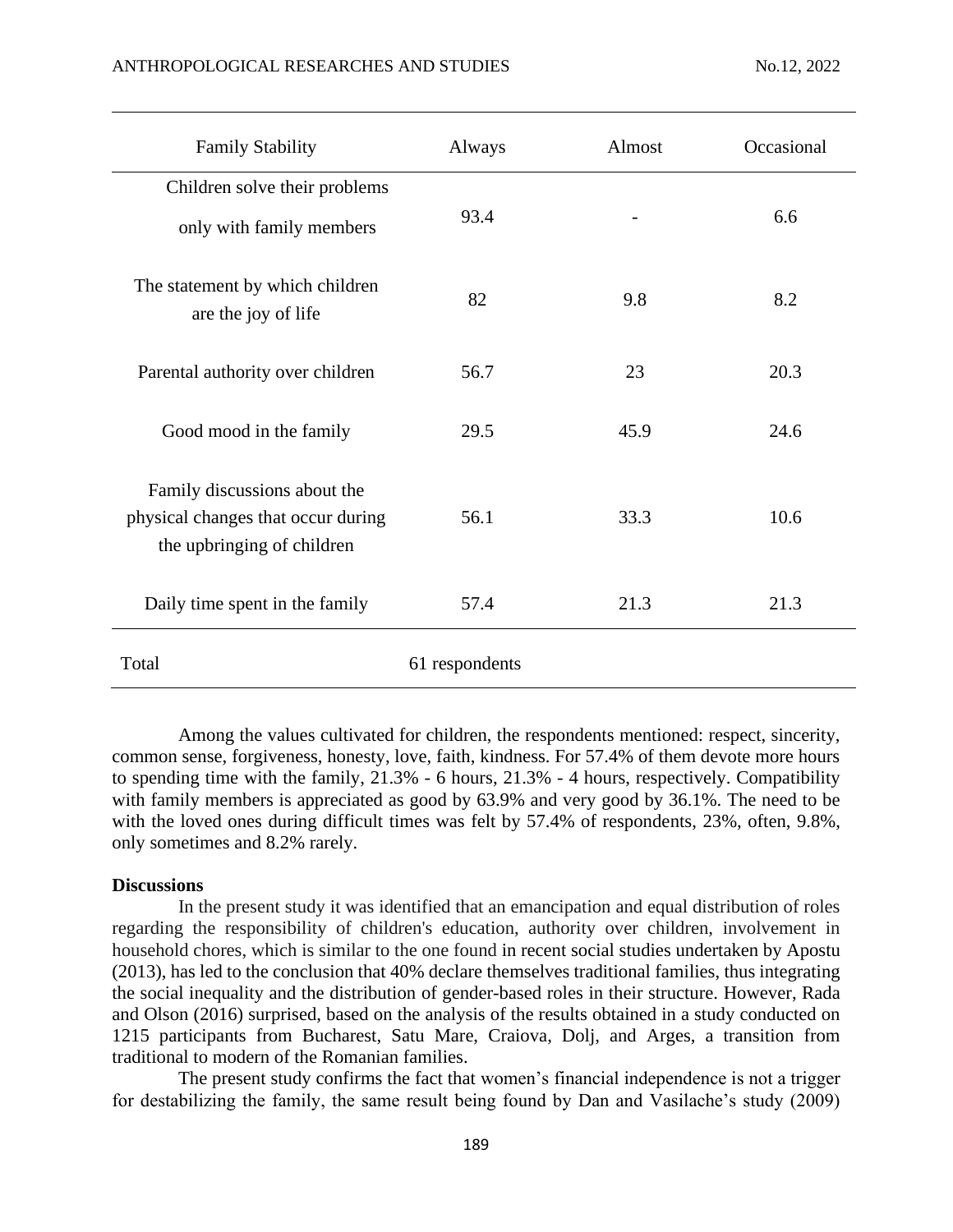| Family Stability | Always | Almost | Occasional |
|---|---|---|---|
| Children solve their problems only with family members | 93.4 | - | 6.6 |
| The statement by which children are the joy of life | 82 | 9.8 | 8.2 |
| Parental authority over children | 56.7 | 23 | 20.3 |
| Good mood in the family | 29.5 | 45.9 | 24.6 |
| Family discussions about the physical changes that occur during the upbringing of children | 56.1 | 33.3 | 10.6 |
| Daily time spent in the family | 57.4 | 21.3 | 21.3 |
| Total | 61 respondents | | |

Among the values cultivated for children, the respondents mentioned: respect, sincerity, common sense, forgiveness, honesty, love, faith, kindness. For 57.4% of them devote more hours to spending time with the family, 21.3% - 6 hours, 21.3% - 4 hours, respectively. Compatibility with family members is appreciated as good by 63.9% and very good by 36.1%. The need to be with the loved ones during difficult times was felt by 57.4% of respondents, 23%, often, 9.8%, only sometimes and 8.2% rarely.

**Discussions**

In the present study it was identified that an emancipation and equal distribution of roles regarding the responsibility of children's education, authority over children, involvement in household chores, which is similar to the one found in recent social studies undertaken by Apostu (2013), has led to the conclusion that 40% declare themselves traditional families, thus integrating the social inequality and the distribution of gender-based roles in their structure. However, Rada and Olson (2016) surprised, based on the analysis of the results obtained in a study conducted on 1215 participants from Bucharest, Satu Mare, Craiova, Dolj, and Arges, a transition from traditional to modern of the Romanian families.

The present study confirms the fact that women's financial independence is not a trigger for destabilizing the family, the same result being found by Dan and Vasilache's study (2009)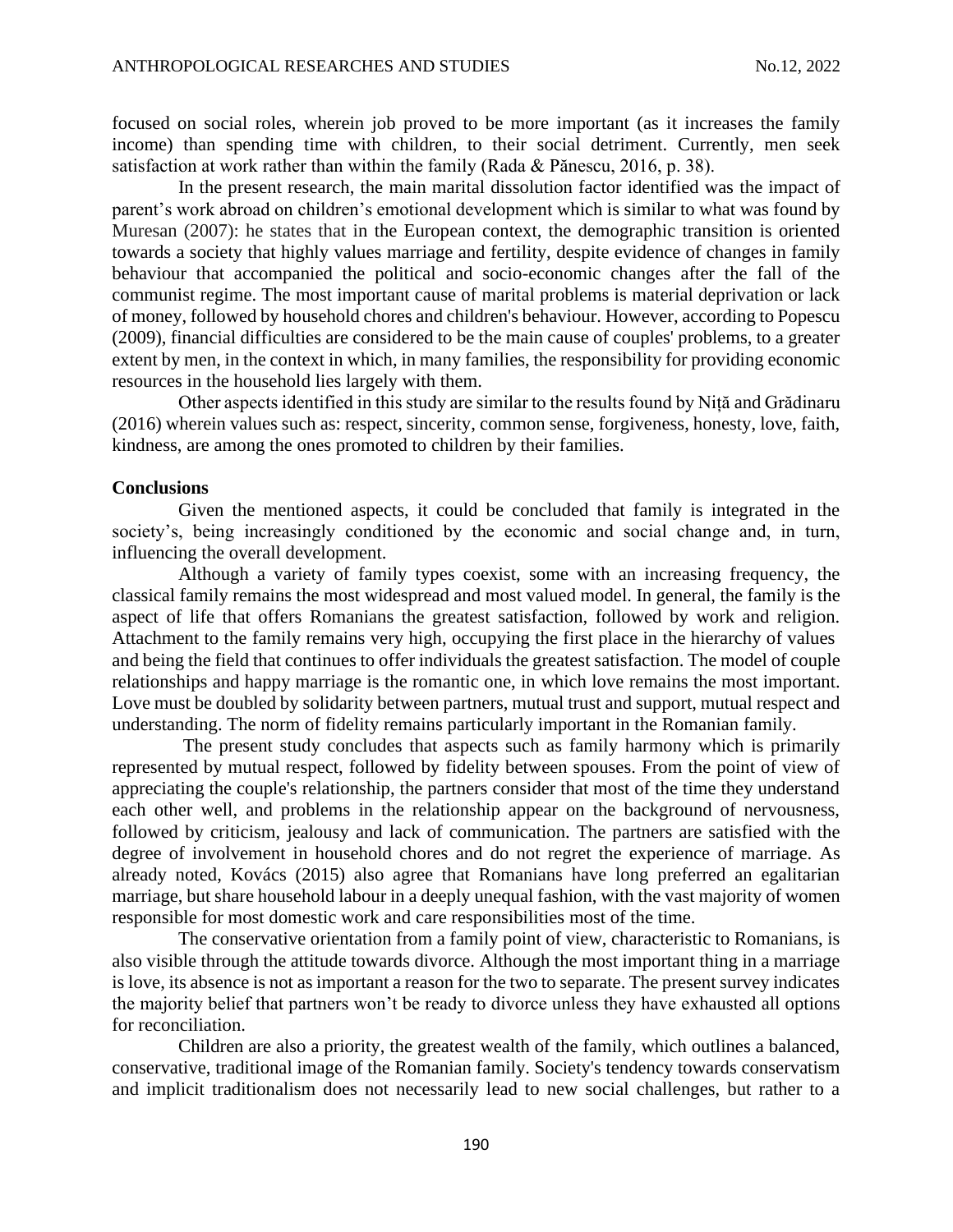focused on social roles, wherein job proved to be more important (as it increases the family income) than spending time with children, to their social detriment. Currently, men seek satisfaction at work rather than within the family (Rada & Pănescu, 2016, p. 38).

In the present research, the main marital dissolution factor identified was the impact of parent's work abroad on children's emotional development which is similar to what was found by Muresan (2007): he states that in the European context, the demographic transition is oriented towards a society that highly values marriage and fertility, despite evidence of changes in family behaviour that accompanied the political and socio-economic changes after the fall of the communist regime. The most important cause of marital problems is material deprivation or lack of money, followed by household chores and children's behaviour. However, according to Popescu (2009), financial difficulties are considered to be the main cause of couples' problems, to a greater extent by men, in the context in which, in many families, the responsibility for providing economic resources in the household lies largely with them.

Other aspects identified in this study are similar to the results found by Niță and Grădinaru (2016) wherein values such as: respect, sincerity, common sense, forgiveness, honesty, love, faith, kindness, are among the ones promoted to children by their families.

## Conclusions

Given the mentioned aspects, it could be concluded that family is integrated in the society's, being increasingly conditioned by the economic and social change and, in turn, influencing the overall development.

Although a variety of family types coexist, some with an increasing frequency, the classical family remains the most widespread and most valued model. In general, the family is the aspect of life that offers Romanians the greatest satisfaction, followed by work and religion. Attachment to the family remains very high, occupying the first place in the hierarchy of values and being the field that continues to offer individuals the greatest satisfaction. The model of couple relationships and happy marriage is the romantic one, in which love remains the most important. Love must be doubled by solidarity between partners, mutual trust and support, mutual respect and understanding. The norm of fidelity remains particularly important in the Romanian family.

The present study concludes that aspects such as family harmony which is primarily represented by mutual respect, followed by fidelity between spouses. From the point of view of appreciating the couple's relationship, the partners consider that most of the time they understand each other well, and problems in the relationship appear on the background of nervousness, followed by criticism, jealousy and lack of communication. The partners are satisfied with the degree of involvement in household chores and do not regret the experience of marriage. As already noted, Kovács (2015) also agree that Romanians have long preferred an egalitarian marriage, but share household labour in a deeply unequal fashion, with the vast majority of women responsible for most domestic work and care responsibilities most of the time.

The conservative orientation from a family point of view, characteristic to Romanians, is also visible through the attitude towards divorce. Although the most important thing in a marriage is love, its absence is not as important a reason for the two to separate. The present survey indicates the majority belief that partners won't be ready to divorce unless they have exhausted all options for reconciliation.

Children are also a priority, the greatest wealth of the family, which outlines a balanced, conservative, traditional image of the Romanian family. Society's tendency towards conservatism and implicit traditionalism does not necessarily lead to new social challenges, but rather to a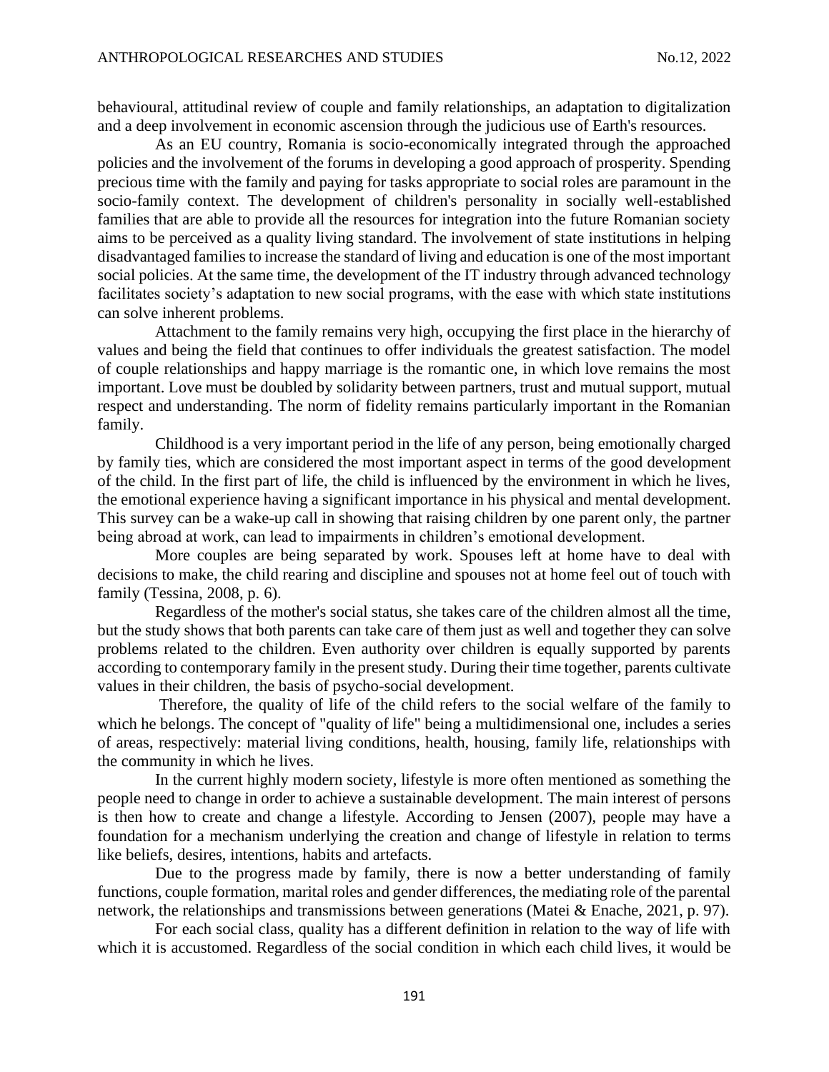behavioural, attitudinal review of couple and family relationships, an adaptation to digitalization and a deep involvement in economic ascension through the judicious use of Earth's resources.

As an EU country, Romania is socio-economically integrated through the approached policies and the involvement of the forums in developing a good approach of prosperity. Spending precious time with the family and paying for tasks appropriate to social roles are paramount in the socio-family context. The development of children's personality in socially well-established families that are able to provide all the resources for integration into the future Romanian society aims to be perceived as a quality living standard. The involvement of state institutions in helping disadvantaged families to increase the standard of living and education is one of the most important social policies. At the same time, the development of the IT industry through advanced technology facilitates society's adaptation to new social programs, with the ease with which state institutions can solve inherent problems.

Attachment to the family remains very high, occupying the first place in the hierarchy of values and being the field that continues to offer individuals the greatest satisfaction. The model of couple relationships and happy marriage is the romantic one, in which love remains the most important. Love must be doubled by solidarity between partners, trust and mutual support, mutual respect and understanding. The norm of fidelity remains particularly important in the Romanian family.

Childhood is a very important period in the life of any person, being emotionally charged by family ties, which are considered the most important aspect in terms of the good development of the child. In the first part of life, the child is influenced by the environment in which he lives, the emotional experience having a significant importance in his physical and mental development. This survey can be a wake-up call in showing that raising children by one parent only, the partner being abroad at work, can lead to impairments in children's emotional development.

More couples are being separated by work. Spouses left at home have to deal with decisions to make, the child rearing and discipline and spouses not at home feel out of touch with family (Tessina, 2008, p. 6).

Regardless of the mother's social status, she takes care of the children almost all the time, but the study shows that both parents can take care of them just as well and together they can solve problems related to the children. Even authority over children is equally supported by parents according to contemporary family in the present study. During their time together, parents cultivate values in their children, the basis of psycho-social development.

Therefore, the quality of life of the child refers to the social welfare of the family to which he belongs. The concept of "quality of life" being a multidimensional one, includes a series of areas, respectively: material living conditions, health, housing, family life, relationships with the community in which he lives.

In the current highly modern society, lifestyle is more often mentioned as something the people need to change in order to achieve a sustainable development. The main interest of persons is then how to create and change a lifestyle. According to Jensen (2007), people may have a foundation for a mechanism underlying the creation and change of lifestyle in relation to terms like beliefs, desires, intentions, habits and artefacts.

Due to the progress made by family, there is now a better understanding of family functions, couple formation, marital roles and gender differences, the mediating role of the parental network, the relationships and transmissions between generations (Matei & Enache, 2021, p. 97).

For each social class, quality has a different definition in relation to the way of life with which it is accustomed. Regardless of the social condition in which each child lives, it would be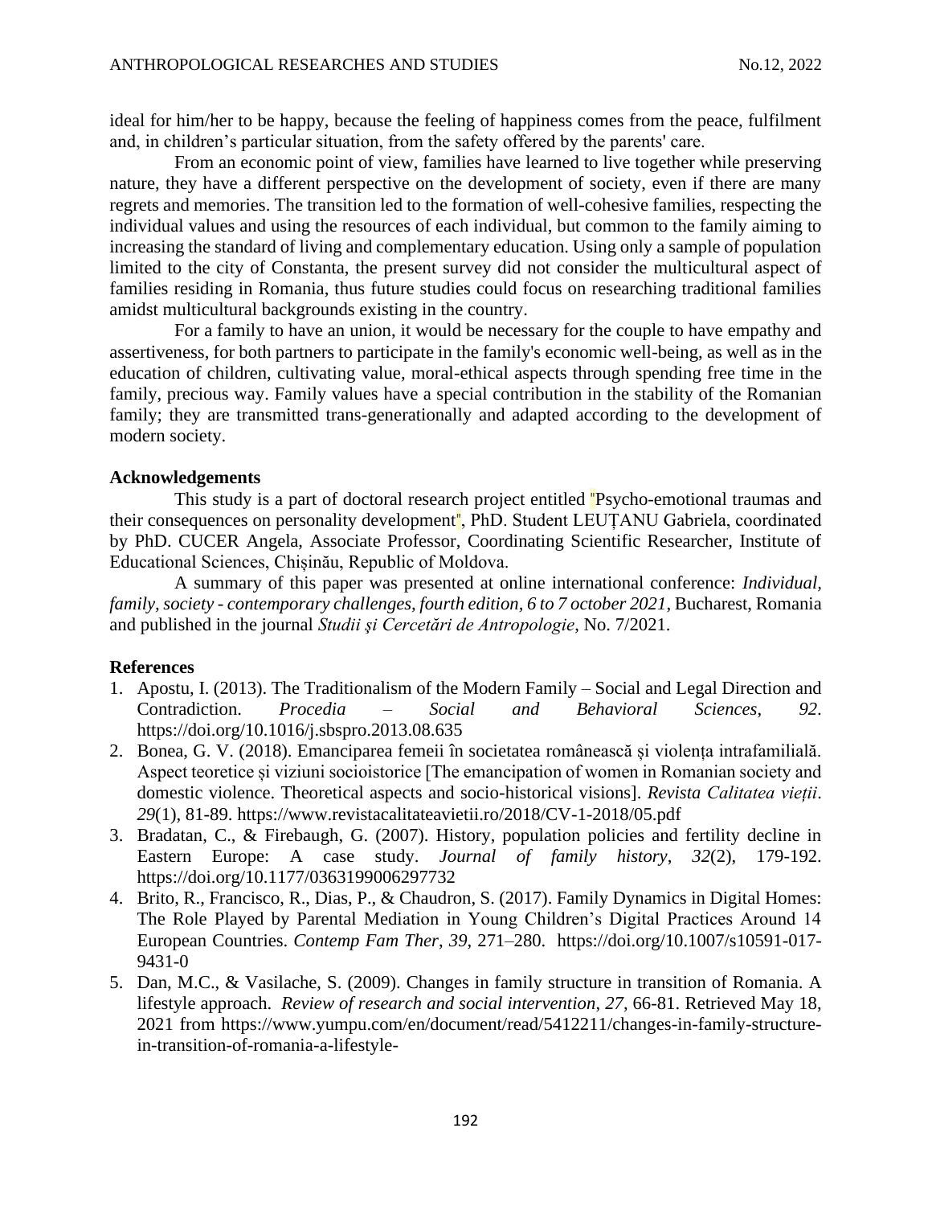ideal for him/her to be happy, because the feeling of happiness comes from the peace, fulfilment and, in children's particular situation, from the safety offered by the parents' care.

From an economic point of view, families have learned to live together while preserving nature, they have a different perspective on the development of society, even if there are many regrets and memories. The transition led to the formation of well-cohesive families, respecting the individual values and using the resources of each individual, but common to the family aiming to increasing the standard of living and complementary education. Using only a sample of population limited to the city of Constanta, the present survey did not consider the multicultural aspect of families residing in Romania, thus future studies could focus on researching traditional families amidst multicultural backgrounds existing in the country.

For a family to have an union, it would be necessary for the couple to have empathy and assertiveness, for both partners to participate in the family's economic well-being, as well as in the education of children, cultivating value, moral-ethical aspects through spending free time in the family, precious way. Family values have a special contribution in the stability of the Romanian family; they are transmitted trans-generationally and adapted according to the development of modern society.

**Acknowledgements**

This study is a part of doctoral research project entitled "Psycho-emotional traumas and their consequences on personality development", PhD. Student LEUȚANU Gabriela, coordinated by PhD. CUCER Angela, Associate Professor, Coordinating Scientific Researcher, Institute of Educational Sciences, Chișinău, Republic of Moldova.

A summary of this paper was presented at online international conference: *Individual, family, society - contemporary challenges, fourth edition, 6 to 7 october 2021*, Bucharest, Romania and published in the journal *Studii şi Cercetări de Antropologie*, No. 7/2021.

**References**

1. Apostu, I. (2013). The Traditionalism of the Modern Family – Social and Legal Direction and Contradiction. *Procedia – Social and Behavioral Sciences*, *92*. https://doi.org/10.1016/j.sbspro.2013.08.635
2. Bonea, G. V. (2018). Emanciparea femeii în societatea românească și violența intrafamilială. Aspect teoretice și viziuni socioistorice [The emancipation of women in Romanian society and domestic violence. Theoretical aspects and socio-historical visions]. *Revista Calitatea vieții*. *29*(1), 81-89. https://www.revistacalitateavietii.ro/2018/CV-1-2018/05.pdf
3. Bradatan, C., & Firebaugh, G. (2007). History, population policies and fertility decline in Eastern Europe: A case study. *Journal of family history*, *32*(2), 179-192. https://doi.org/10.1177/0363199006297732
4. Brito, R., Francisco, R., Dias, P., & Chaudron, S. (2017). Family Dynamics in Digital Homes: The Role Played by Parental Mediation in Young Children's Digital Practices Around 14 European Countries. *Contemp Fam Ther*, *39*, 271–280. https://doi.org/10.1007/s10591-017-9431-0
5. Dan, M.C., & Vasilache, S. (2009). Changes in family structure in transition of Romania. A lifestyle approach. *Review of research and social intervention*, *27*, 66-81. Retrieved May 18, 2021 from https://www.yumpu.com/en/document/read/5412211/changes-in-family-structure-in-transition-of-romania-a-lifestyle-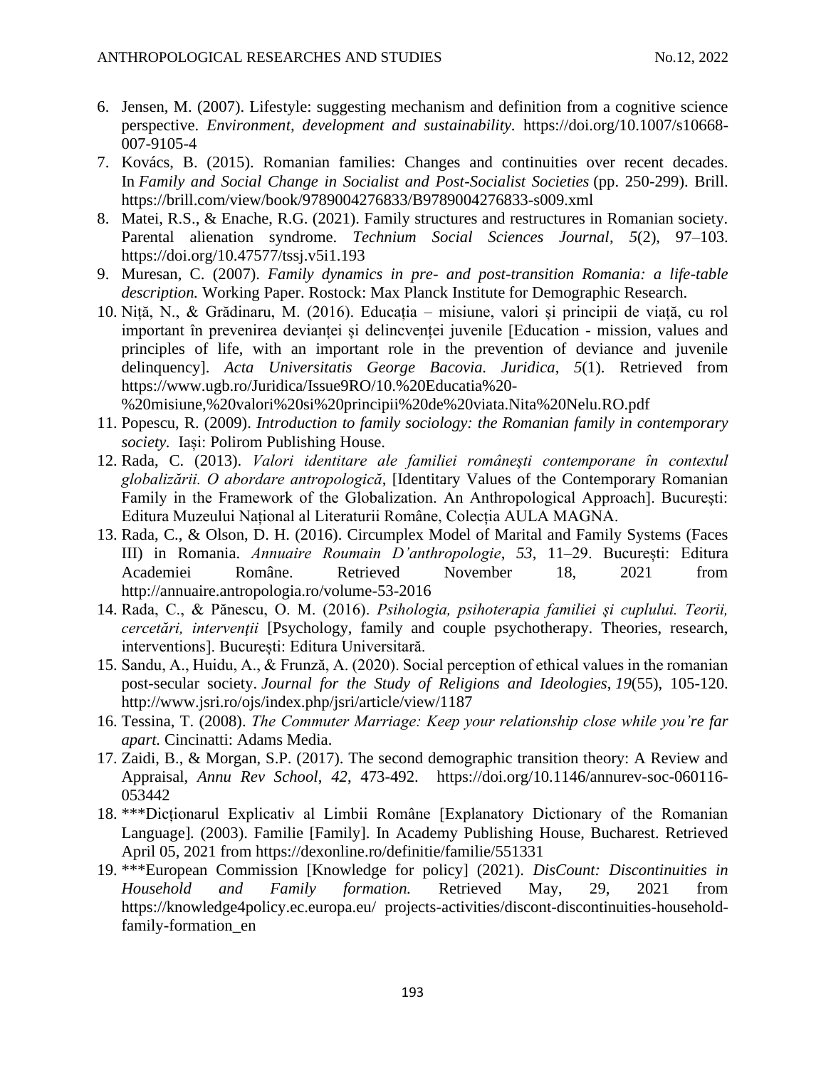6. Jensen, M. (2007). Lifestyle: suggesting mechanism and definition from a cognitive science perspective. *Environment, development and sustainability.* https://doi.org/10.1007/s10668-007-9105-4
7. Kovács, B. (2015). Romanian families: Changes and continuities over recent decades. In *Family and Social Change in Socialist and Post-Socialist Societies* (pp. 250-299). Brill. https://brill.com/view/book/9789004276833/B9789004276833-s009.xml
8. Matei, R.S., & Enache, R.G. (2021). Family structures and restructures in Romanian society. Parental alienation syndrome. *Technium Social Sciences Journal*, *5*(2), 97–103. https://doi.org/10.47577/tssj.v5i1.193
9. Muresan, C. (2007). *Family dynamics in pre- and post-transition Romania: a life-table description.* Working Paper. Rostock: Max Planck Institute for Demographic Research.
10. Niță, N., & Grădinaru, M. (2016). Educația – misiune, valori și principii de viață, cu rol important în prevenirea devianței și delincvenței juvenile [Education - mission, values and principles of life, with an important role in the prevention of deviance and juvenile delinquency]. *Acta Universitatis George Bacovia. Juridica*, *5*(1). Retrieved from https://www.ugb.ro/Juridica/Issue9RO/10.%20Educatia%20-%20misiune,%20valori%20si%20principii%20de%20viata.Nita%20Nelu.RO.pdf
11. Popescu, R. (2009). *Introduction to family sociology: the Romanian family in contemporary society.* Iași: Polirom Publishing House.
12. Rada, C. (2013). *Valori identitare ale familiei românești contemporane în contextul globalizării. O abordare antropologică*, [Identitary Values of the Contemporary Romanian Family in the Framework of the Globalization. An Anthropological Approach]. București: Editura Muzeului Național al Literaturii Române, Colecția AULA MAGNA.
13. Rada, C., & Olson, D. H. (2016). Circumplex Model of Marital and Family Systems (Faces III) in Romania. *Annuaire Roumain D'anthropologie*, *53*, 11–29. București: Editura Academiei Române. Retrieved November 18, 2021 from http://annuaire.antropologia.ro/volume-53-2016
14. Rada, C., & Pănescu, O. M. (2016). *Psihologia, psihoterapia familiei şi cuplului. Teorii, cercetări, intervenții* [Psychology, family and couple psychotherapy. Theories, research, interventions]. București: Editura Universitară.
15. Sandu, A., Huidu, A., & Frunză, A. (2020). Social perception of ethical values in the romanian post-secular society. *Journal for the Study of Religions and Ideologies, 19*(55), 105-120. http://www.jsri.ro/ojs/index.php/jsri/article/view/1187
16. Tessina, T. (2008). *The Commuter Marriage: Keep your relationship close while you're far apart.* Cincinatti: Adams Media.
17. Zaidi, B., & Morgan, S.P. (2017). The second demographic transition theory: A Review and Appraisal, *Annu Rev School*, *42*, 473-492. https://doi.org/10.1146/annurev-soc-060116-053442
18. ***Dicționarul Explicativ al Limbii Române [Explanatory Dictionary of the Romanian Language]. (2003). Familie [Family]. In Academy Publishing House, Bucharest. Retrieved April 05, 2021 from https://dexonline.ro/definitie/familie/551331
19. ***European Commission [Knowledge for policy] (2021). *DisCount: Discontinuities in Household and Family formation.* Retrieved May, 29, 2021 from https://knowledge4policy.ec.europa.eu/ projects-activities/discont-discontinuities-household-family-formation_en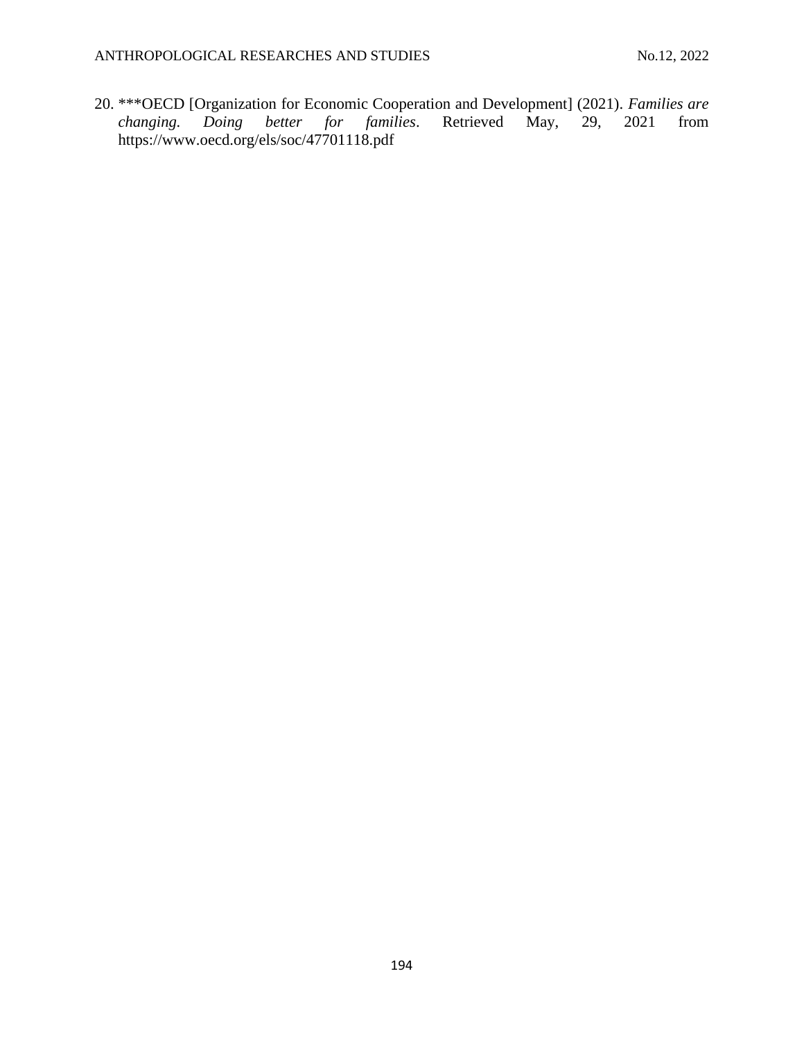20. ***OECD [Organization for Economic Cooperation and Development] (2021). *Families are changing. Doing better for families*. Retrieved May, 29, 2021 from https://www.oecd.org/els/soc/47701118.pdf